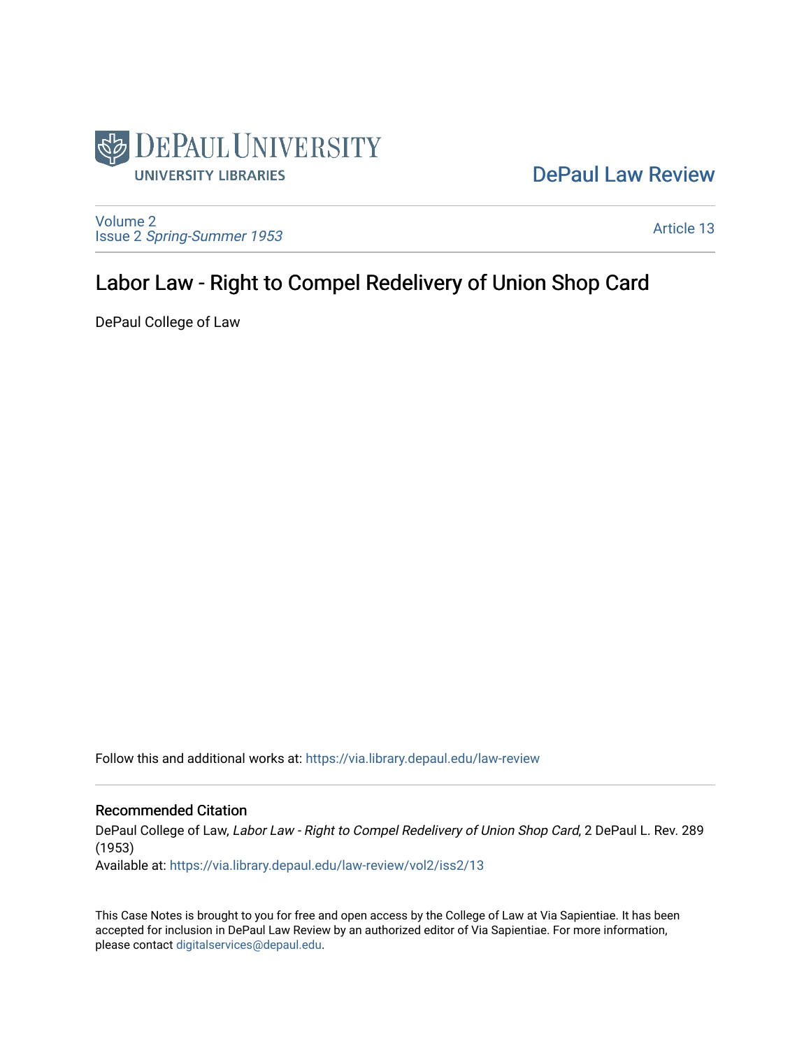DePaul University Libraries

DePaul Law Review

Volume 2
Issue 2 *Spring-Summer 1953*

Article 13

# Labor Law - Right to Compel Redelivery of Union Shop Card

DePaul College of Law

Follow this and additional works at: https://via.library.depaul.edu/law-review

## Recommended Citation

DePaul College of Law, *Labor Law - Right to Compel Redelivery of Union Shop Card*, 2 DePaul L. Rev. 289 (1953)
Available at: https://via.library.depaul.edu/law-review/vol2/iss2/13

This Case Notes is brought to you for free and open access by the College of Law at Via Sapientiae. It has been accepted for inclusion in DePaul Law Review by an authorized editor of Via Sapientiae. For more information, please contact digitalservices@depaul.edu.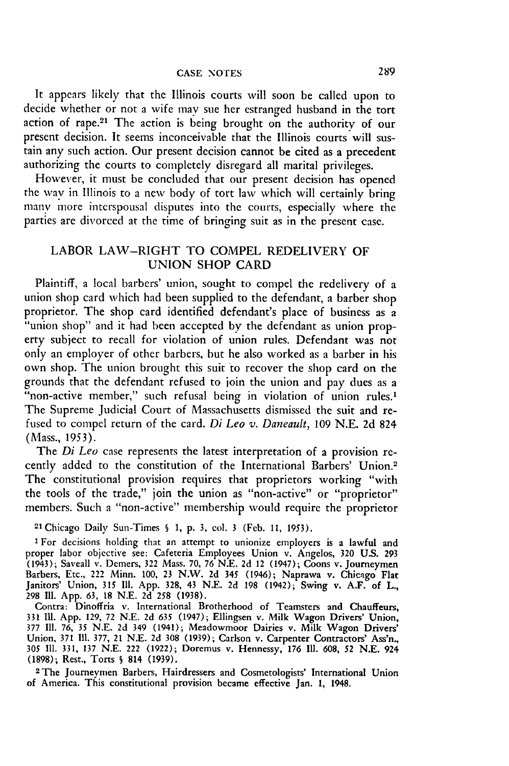It appears likely that the Illinois courts will soon be called upon to decide whether or not a wife may sue her estranged husband in the tort action of rape.[21] The action is being brought on the authority of our present decision. It seems inconceivable that the Illinois courts will sustain any such action. Our present decision cannot be cited as a precedent authorizing the courts to completely disregard all marital privileges.

However, it must be concluded that our present decision has opened the way in Illinois to a new body of tort law which will certainly bring many more interspousal disputes into the courts, especially where the parties are divorced at the time of bringing suit as in the present case.

## LABOR LAW–RIGHT TO COMPEL REDELIVERY OF UNION SHOP CARD

Plaintiff, a local barbers' union, sought to compel the redelivery of a union shop card which had been supplied to the defendant, a barber shop proprietor. The shop card identified defendant's place of business as a "union shop" and it had been accepted by the defendant as union property subject to recall for violation of union rules. Defendant was not only an employer of other barbers, but he also worked as a barber in his own shop. The union brought this suit to recover the shop card on the grounds that the defendant refused to join the union and pay dues as a "non-active member," such refusal being in violation of union rules.[1] The Supreme Judicial Court of Massachusetts dismissed the suit and refused to compel return of the card. *Di Leo v. Daneault*, 109 N.E. 2d 824 (Mass., 1953).

The *Di Leo* case represents the latest interpretation of a provision recently added to the constitution of the International Barbers' Union.[2] The constitutional provision requires that proprietors working "with the tools of the trade," join the union as "non-active" or "proprietor" members. Such a "non-active" membership would require the proprietor

[21] Chicago Daily Sun-Times § 1, p. 3, col. 3 (Feb. 11, 1953).

[1] For decisions holding that an attempt to unionize employers is a lawful and proper labor objective see: Cafeteria Employees Union v. Angelos, 320 U.S. 293 (1943); Saveall v. Demers, 322 Mass. 70, 76 N.E. 2d 12 (1947); Coons v. Journeymen Barbers, Etc., 222 Minn. 100, 23 N.W. 2d 345 (1946); Naprawa v. Chicago Flat Janitors' Union, 315 Ill. App. 328, 43 N.E. 2d 198 (1942); Swing v. A.F. of L., 298 Ill. App. 63, 18 N.E. 2d 258 (1938).

Contra: Dinoffria v. International Brotherhood of Teamsters and Chauffeurs, 331 Ill. App. 129, 72 N.E. 2d 635 (1947); Ellingsen v. Milk Wagon Drivers' Union, 377 Ill. 76, 35 N.E. 2d 349 (1941); Meadowmoor Dairies v. Milk Wagon Drivers' Union, 371 Ill. 377, 21 N.E. 2d 308 (1939); Carlson v. Carpenter Contractors' Ass'n., 305 Ill. 331, 137 N.E. 222 (1922); Doremus v. Hennessy, 176 Ill. 608, 52 N.E. 924 (1898); Rest., Torts § 814 (1939).

[2] The Journeymen Barbers, Hairdressers and Cosmetologists' International Union of America. This constitutional provision became effective Jan. 1, 1948.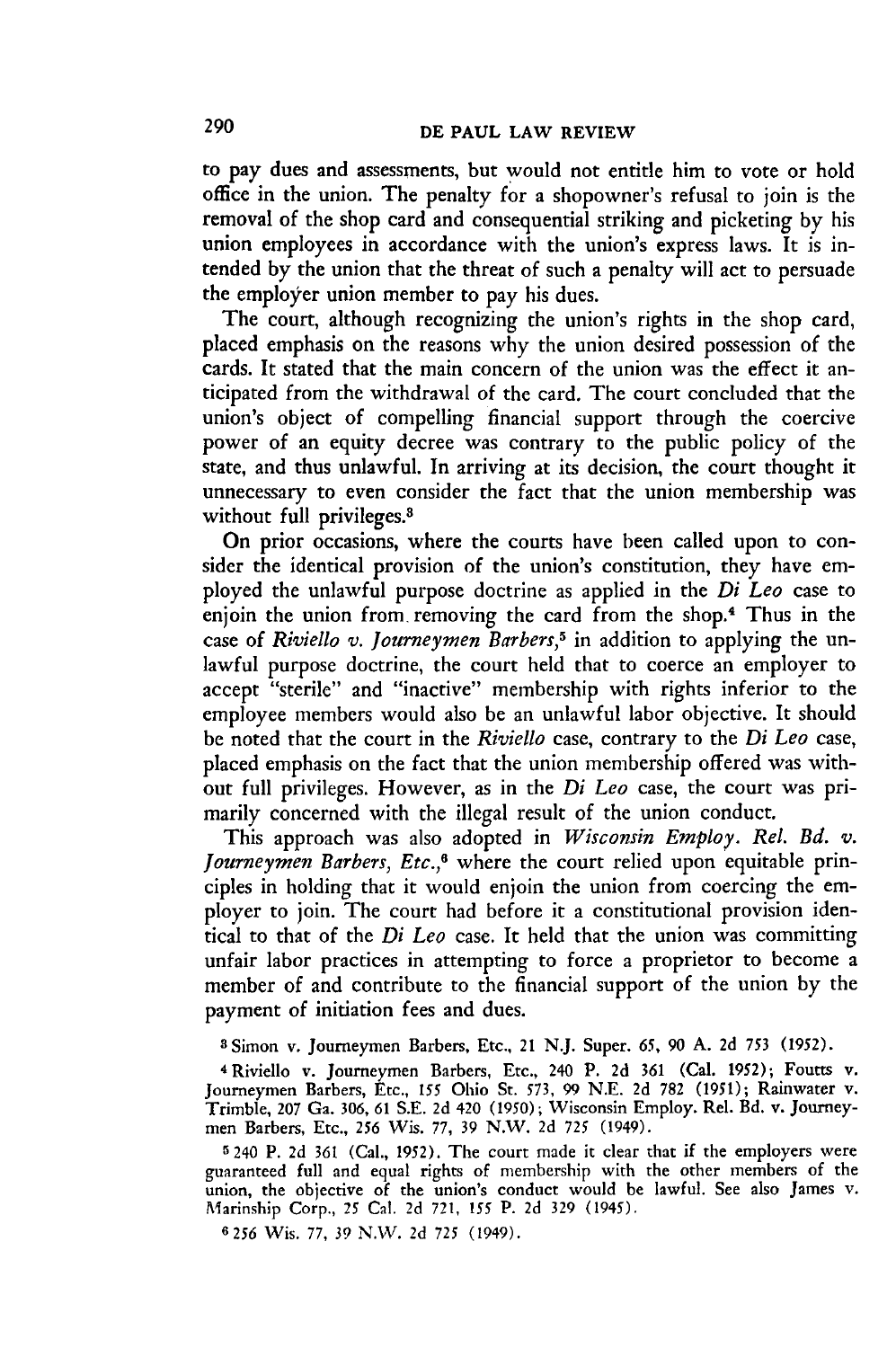to pay dues and assessments, but would not entitle him to vote or hold office in the union. The penalty for a shopowner's refusal to join is the removal of the shop card and consequential striking and picketing by his union employees in accordance with the union's express laws. It is intended by the union that the threat of such a penalty will act to persuade the employer union member to pay his dues.

The court, although recognizing the union's rights in the shop card, placed emphasis on the reasons why the union desired possession of the cards. It stated that the main concern of the union was the effect it anticipated from the withdrawal of the card. The court concluded that the union's object of compelling financial support through the coercive power of an equity decree was contrary to the public policy of the state, and thus unlawful. In arriving at its decision, the court thought it unnecessary to even consider the fact that the union membership was without full privileges.[3]

On prior occasions, where the courts have been called upon to consider the identical provision of the union's constitution, they have employed the unlawful purpose doctrine as applied in the *Di Leo* case to enjoin the union from removing the card from the shop.[4] Thus in the case of *Riviello v. Journeymen Barbers*,[5] in addition to applying the unlawful purpose doctrine, the court held that to coerce an employer to accept "sterile" and "inactive" membership with rights inferior to the employee members would also be an unlawful labor objective. It should be noted that the court in the *Riviello* case, contrary to the *Di Leo* case, placed emphasis on the fact that the union membership offered was without full privileges. However, as in the *Di Leo* case, the court was primarily concerned with the illegal result of the union conduct.

This approach was also adopted in *Wisconsin Employ. Rel. Bd. v. Journeymen Barbers, Etc.*,[6] where the court relied upon equitable principles in holding that it would enjoin the union from coercing the employer to join. The court had before it a constitutional provision identical to that of the *Di Leo* case. It held that the union was committing unfair labor practices in attempting to force a proprietor to become a member of and contribute to the financial support of the union by the payment of initiation fees and dues.

[3] Simon v. Journeymen Barbers, Etc., 21 N.J. Super. 65, 90 A. 2d 753 (1952).

[4] Riviello v. Journeymen Barbers, Etc., 240 P. 2d 361 (Cal. 1952); Foutts v. Journeymen Barbers, Etc., 155 Ohio St. 573, 99 N.E. 2d 782 (1951); Rainwater v. Trimble, 207 Ga. 306, 61 S.E. 2d 420 (1950); Wisconsin Employ. Rel. Bd. v. Journeymen Barbers, Etc., 256 Wis. 77, 39 N.W. 2d 725 (1949).

[5] 240 P. 2d 361 (Cal., 1952). The court made it clear that if the employers were guaranteed full and equal rights of membership with the other members of the union, the objective of the union's conduct would be lawful. See also James v. Marinship Corp., 25 Cal. 2d 721, 155 P. 2d 329 (1945).

[6] 256 Wis. 77, 39 N.W. 2d 725 (1949).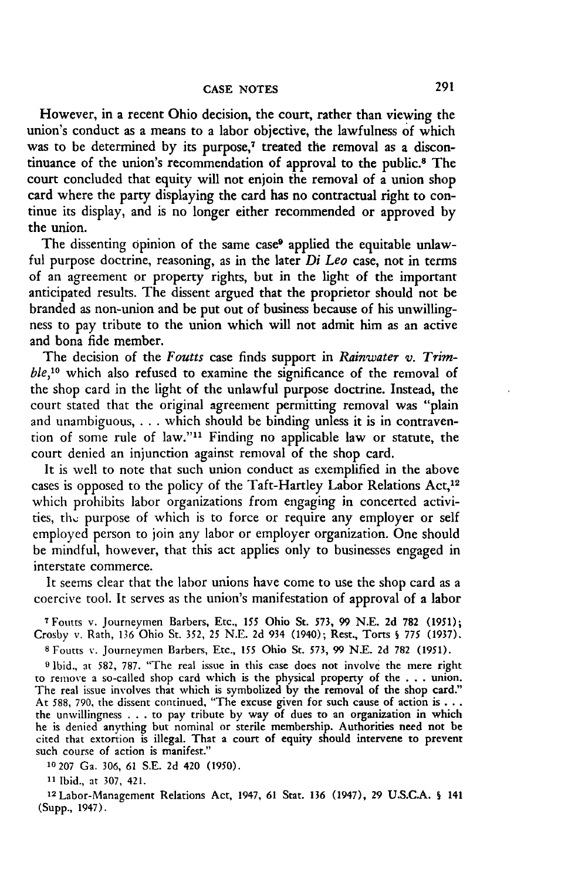However, in a recent Ohio decision, the court, rather than viewing the union's conduct as a means to a labor objective, the lawfulness of which was to be determined by its purpose,[7] treated the removal as a discontinuance of the union's recommendation of approval to the public.[8] The court concluded that equity will not enjoin the removal of a union shop card where the party displaying the card has no contractual right to continue its display, and is no longer either recommended or approved by the union.

The dissenting opinion of the same case[9] applied the equitable unlawful purpose doctrine, reasoning, as in the later *Di Leo* case, not in terms of an agreement or property rights, but in the light of the important anticipated results. The dissent argued that the proprietor should not be branded as non-union and be put out of business because of his unwillingness to pay tribute to the union which will not admit him as an active and bona fide member.

The decision of the *Foutts* case finds support in *Rainwater v. Trimble*,[10] which also refused to examine the significance of the removal of the shop card in the light of the unlawful purpose doctrine. Instead, the court stated that the original agreement permitting removal was "plain and unambiguous, . . . which should be binding unless it is in contravention of some rule of law."[11] Finding no applicable law or statute, the court denied an injunction against removal of the shop card.

It is well to note that such union conduct as exemplified in the above cases is opposed to the policy of the Taft-Hartley Labor Relations Act,[12] which prohibits labor organizations from engaging in concerted activities, the purpose of which is to force or require any employer or self employed person to join any labor or employer organization. One should be mindful, however, that this act applies only to businesses engaged in interstate commerce.

It seems clear that the labor unions have come to use the shop card as a coercive tool. It serves as the union's manifestation of approval of a labor

---

[7] Foutts v. Journeymen Barbers, Etc., 155 Ohio St. 573, 99 N.E. 2d 782 (1951); Crosby v. Rath, 136 Ohio St. 352, 25 N.E. 2d 934 (1940); Rest., Torts § 775 (1937).

[8] Foutts v. Journeymen Barbers, Etc., 155 Ohio St. 573, 99 N.E. 2d 782 (1951).

[9] Ibid., at 582, 787. "The real issue in this case does not involve the mere right to remove a so-called shop card which is the physical property of the . . . union. The real issue involves that which is symbolized by the removal of the shop card." At 588, 790, the dissent continued, "The excuse given for such cause of action is . . . the unwillingness . . . to pay tribute by way of dues to an organization in which he is denied anything but nominal or sterile membership. Authorities need not be cited that extortion is illegal. That a court of equity should intervene to prevent such course of action is manifest."

[10] 207 Ga. 306, 61 S.E. 2d 420 (1950).

[11] Ibid., at 307, 421.

[12] Labor-Management Relations Act, 1947, 61 Stat. 136 (1947), 29 U.S.C.A. § 141 (Supp., 1947).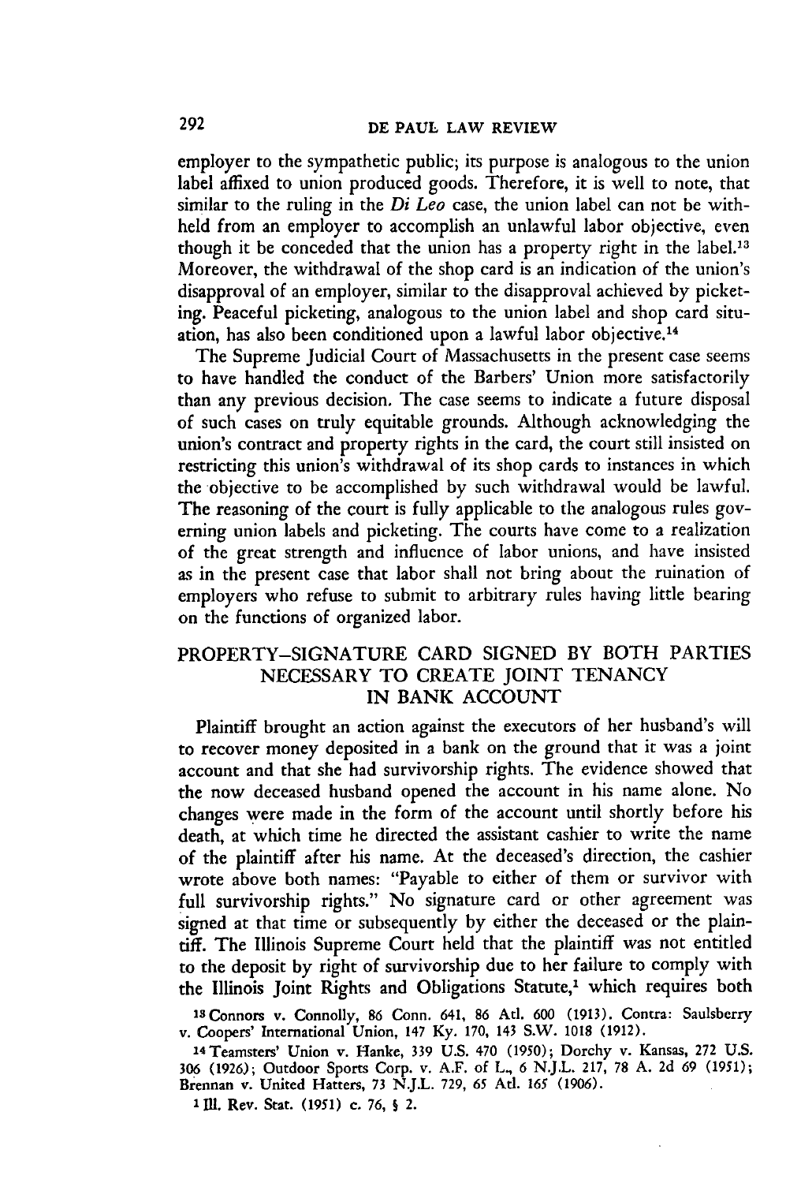employer to the sympathetic public; its purpose is analogous to the union label affixed to union produced goods. Therefore, it is well to note, that similar to the ruling in the *Di Leo* case, the union label can not be withheld from an employer to accomplish an unlawful labor objective, even though it be conceded that the union has a property right in the label.[13] Moreover, the withdrawal of the shop card is an indication of the union's disapproval of an employer, similar to the disapproval achieved by picketing. Peaceful picketing, analogous to the union label and shop card situation, has also been conditioned upon a lawful labor objective.[14]

The Supreme Judicial Court of Massachusetts in the present case seems to have handled the conduct of the Barbers' Union more satisfactorily than any previous decision. The case seems to indicate a future disposal of such cases on truly equitable grounds. Although acknowledging the union's contract and property rights in the card, the court still insisted on restricting this union's withdrawal of its shop cards to instances in which the objective to be accomplished by such withdrawal would be lawful. The reasoning of the court is fully applicable to the analogous rules governing union labels and picketing. The courts have come to a realization of the great strength and influence of labor unions, and have insisted as in the present case that labor shall not bring about the ruination of employers who refuse to submit to arbitrary rules having little bearing on the functions of organized labor.

## PROPERTY–SIGNATURE CARD SIGNED BY BOTH PARTIES NECESSARY TO CREATE JOINT TENANCY IN BANK ACCOUNT

Plaintiff brought an action against the executors of her husband's will to recover money deposited in a bank on the ground that it was a joint account and that she had survivorship rights. The evidence showed that the now deceased husband opened the account in his name alone. No changes were made in the form of the account until shortly before his death, at which time he directed the assistant cashier to write the name of the plaintiff after his name. At the deceased's direction, the cashier wrote above both names: "Payable to either of them or survivor with full survivorship rights." No signature card or other agreement was signed at that time or subsequently by either the deceased or the plaintiff. The Illinois Supreme Court held that the plaintiff was not entitled to the deposit by right of survivorship due to her failure to comply with the Illinois Joint Rights and Obligations Statute,[1] which requires both

[13] Connors v. Connolly, 86 Conn. 641, 86 Atl. 600 (1913). Contra: Saulsberry v. Coopers' International Union, 147 Ky. 170, 143 S.W. 1018 (1912).

[14] Teamsters' Union v. Hanke, 339 U.S. 470 (1950); Dorchy v. Kansas, 272 U.S. 306 (1926); Outdoor Sports Corp. v. A.F. of L., 6 N.J.L. 217, 78 A. 2d 69 (1951); Brennan v. United Hatters, 73 N.J.L. 729, 65 Atl. 165 (1906).

[1] Ill. Rev. Stat. (1951) c. 76, § 2.